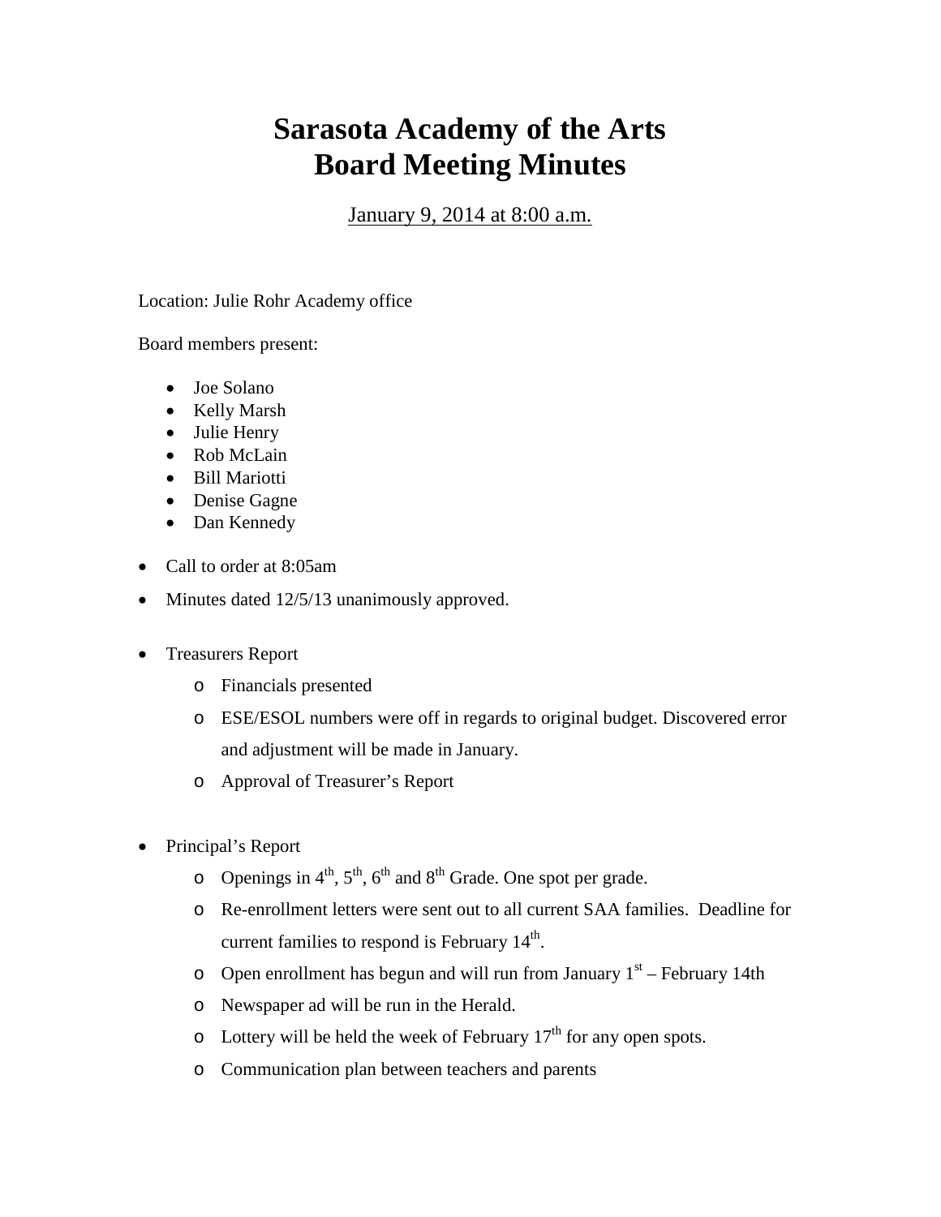# Sarasota Academy of the Arts
# Board Meeting Minutes

January 9, 2014 at 8:00 a.m.

Location: Julie Rohr Academy office

Board members present:

- Joe Solano
- Kelly Marsh
- Julie Henry
- Rob McLain
- Bill Mariotti
- Denise Gagne
- Dan Kennedy

- Call to order at 8:05am
- Minutes dated 12/5/13 unanimously approved.
- Treasurers Report
  - Financials presented
  - ESE/ESOL numbers were off in regards to original budget. Discovered error and adjustment will be made in January.
  - Approval of Treasurer's Report
- Principal's Report
  - Openings in 4th, 5th, 6th and 8th Grade. One spot per grade.
  - Re-enrollment letters were sent out to all current SAA families. Deadline for current families to respond is February 14th.
  - Open enrollment has begun and will run from January 1st – February 14th
  - Newspaper ad will be run in the Herald.
  - Lottery will be held the week of February 17th for any open spots.
  - Communication plan between teachers and parents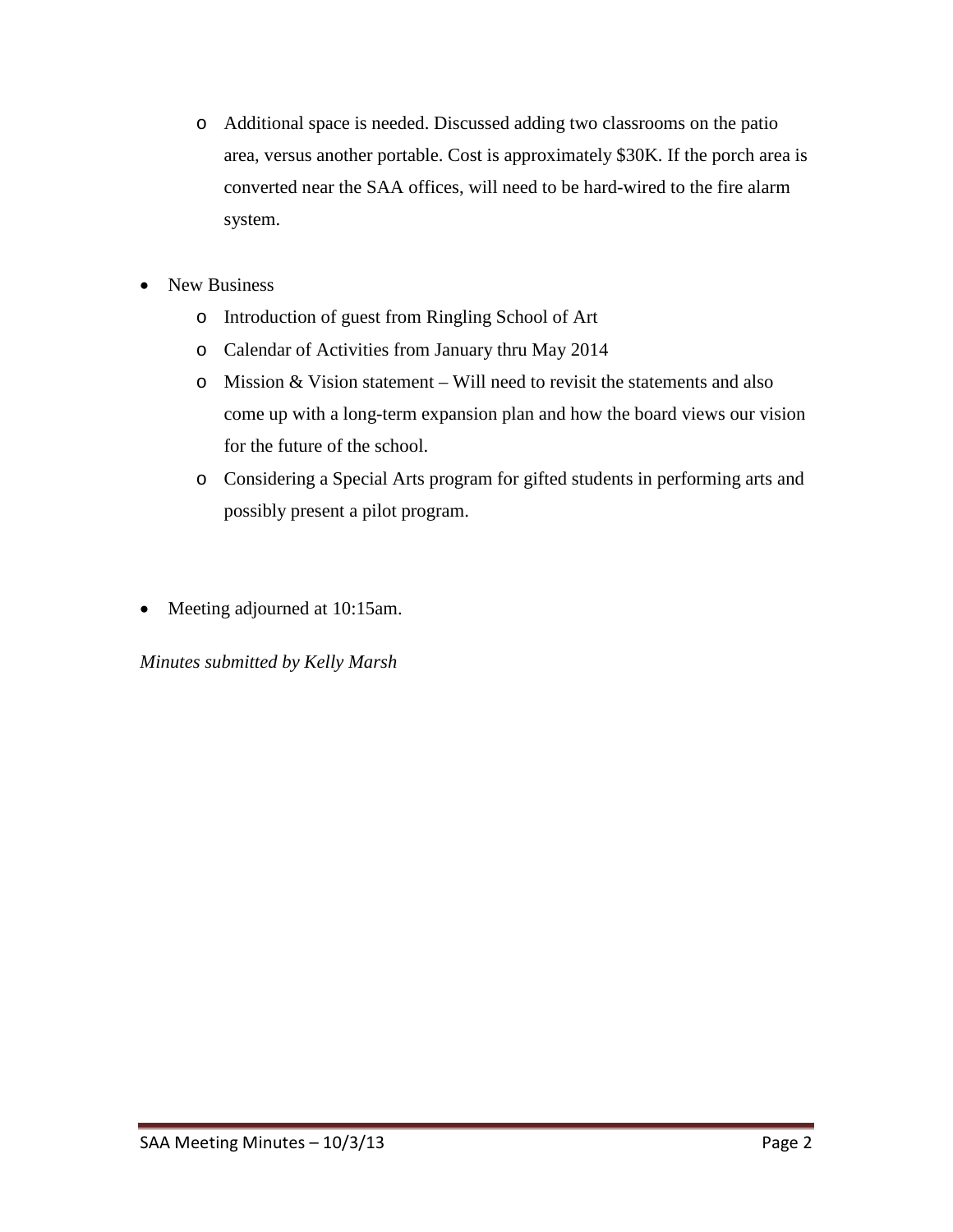- Additional space is needed. Discussed adding two classrooms on the patio area, versus another portable. Cost is approximately $30K. If the porch area is converted near the SAA offices, will need to be hard-wired to the fire alarm system.

- New Business
  - Introduction of guest from Ringling School of Art
  - Calendar of Activities from January thru May 2014
  - Mission & Vision statement – Will need to revisit the statements and also come up with a long-term expansion plan and how the board views our vision for the future of the school.
  - Considering a Special Arts program for gifted students in performing arts and possibly present a pilot program.

- Meeting adjourned at 10:15am.

*Minutes submitted by Kelly Marsh*